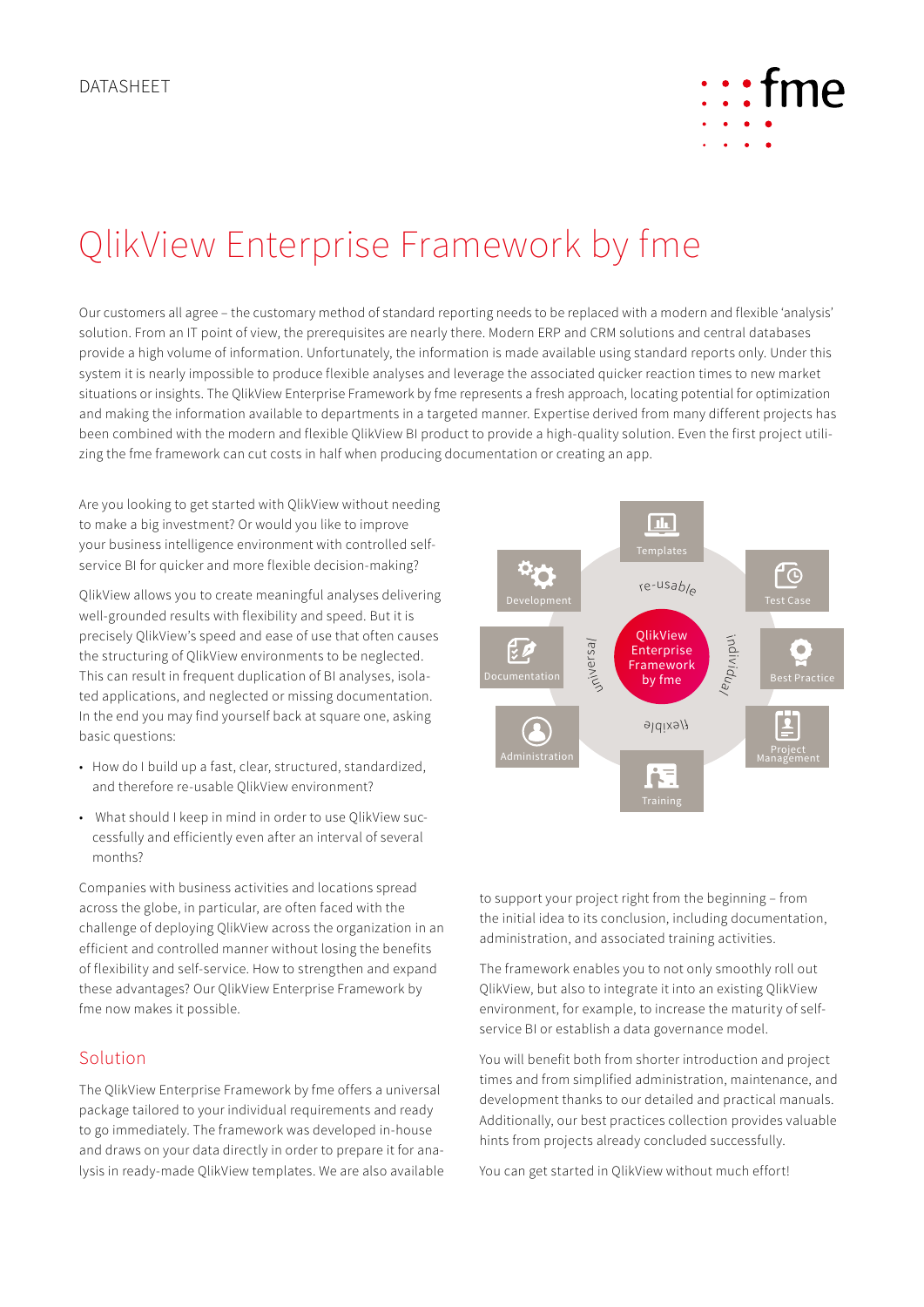DATASHEET

# QlikView Enterprise Framework by fme

Our customers all agree – the customary method of standard reporting needs to be replaced with a modern and flexible 'analysis' solution. From an IT point of view, the prerequisites are nearly there. Modern ERP and CRM solutions and central databases provide a high volume of information. Unfortunately, the information is made available using standard reports only. Under this system it is nearly impossible to produce flexible analyses and leverage the associated quicker reaction times to new market situations or insights. The QlikView Enterprise Framework by fme represents a fresh approach, locating potential for optimization and making the information available to departments in a targeted manner. Expertise derived from many different projects has been combined with the modern and flexible QlikView BI product to provide a high-quality solution. Even the first project utilizing the fme framework can cut costs in half when producing documentation or creating an app.

Are you looking to get started with QlikView without needing to make a big investment? Or would you like to improve your business intelligence environment with controlled self-service BI for quicker and more flexible decision-making?

QlikView allows you to create meaningful analyses delivering well-grounded results with flexibility and speed. But it is precisely QlikView's speed and ease of use that often causes the structuring of QlikView environments to be neglected. This can result in frequent duplication of BI analyses, isolated applications, and neglected or missing documentation. In the end you may find yourself back at square one, asking basic questions:

- How do I build up a fast, clear, structured, standardized, and therefore re-usable QlikView environment?
- What should I keep in mind in order to use QlikView successfully and efficiently even after an interval of several months?

Companies with business activities and locations spread across the globe, in particular, are often faced with the challenge of deploying QlikView across the organization in an efficient and controlled manner without losing the benefits of flexibility and self-service. How to strengthen and expand these advantages? Our QlikView Enterprise Framework by fme now makes it possible.

## Solution

The QlikView Enterprise Framework by fme offers a universal package tailored to your individual requirements and ready to go immediately. The framework was developed in-house and draws on your data directly in order to prepare it for analysis in ready-made QlikView templates. We are also available to support your project right from the beginning – from the initial idea to its conclusion, including documentation, administration, and associated training activities.

The framework enables you to not only smoothly roll out QlikView, but also to integrate it into an existing QlikView environment, for example, to increase the maturity of self-service BI or establish a data governance model.

You will benefit both from shorter introduction and project times and from simplified administration, maintenance, and development thanks to our detailed and practical manuals. Additionally, our best practices collection provides valuable hints from projects already concluded successfully.

You can get started in QlikView without much effort!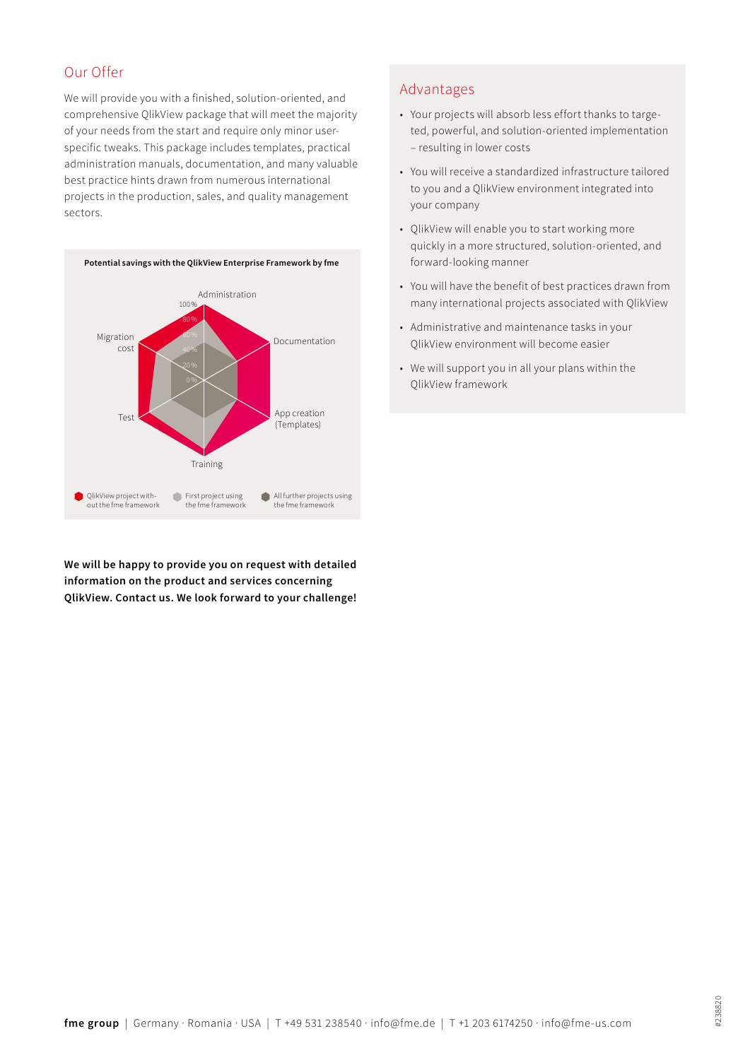## Our Offer

We will provide you with a finished, solution-oriented, and comprehensive QlikView package that will meet the majority of your needs from the start and require only minor user-specific tweaks. This package includes templates, practical administration manuals, documentation, and many valuable best practice hints drawn from numerous international projects in the production, sales, and quality management sectors.

**Potential savings with the QlikView Enterprise Framework by fme**

Administration
Documentation
App creation (Templates)
Training
Test
Migration cost

100 %
80 %
60 %
40 %
20 %
0 %

QlikView project without the fme framework
First project using the fme framework
All further projects using the fme framework

**We will be happy to provide you on request with detailed information on the product and services concerning QlikView. Contact us. We look forward to your challenge!**

## Advantages

- Your projects will absorb less effort thanks to targeted, powerful, and solution-oriented implementation – resulting in lower costs
- You will receive a standardized infrastructure tailored to you and a QlikView environment integrated into your company
- QlikView will enable you to start working more quickly in a more structured, solution-oriented, and forward-looking manner
- You will have the benefit of best practices drawn from many international projects associated with QlikView
- Administrative and maintenance tasks in your QlikView environment will become easier
- We will support you in all your plans within the QlikView framework

**fme group** | Germany · Romania · USA | T +49 531 238540 · info@fme.de | T +1 203 6174250 · info@fme-us.com

#238820